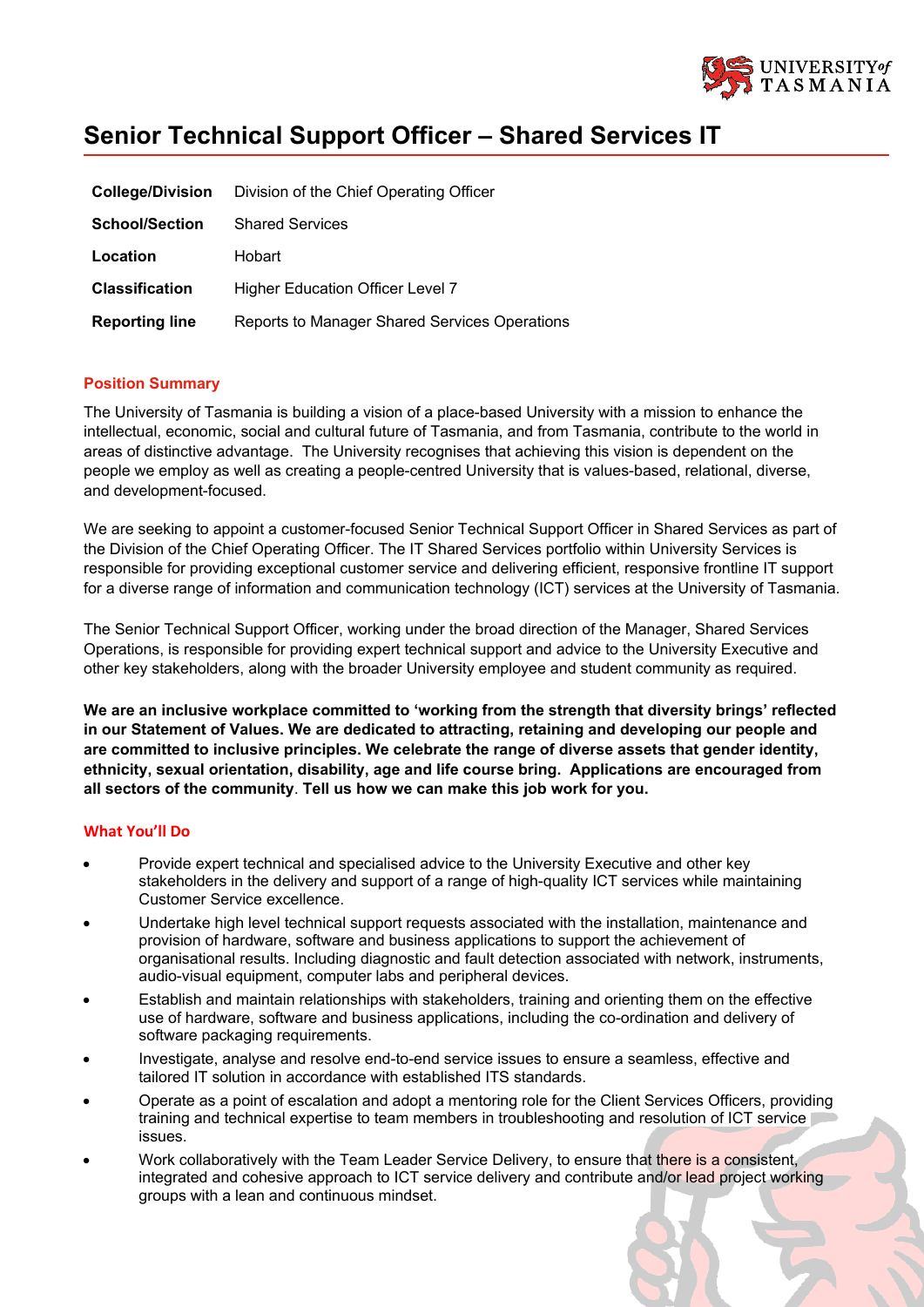# Senior Technical Support Officer – Shared Services IT

| | |
|---|---|
| **College/Division** | Division of the Chief Operating Officer |
| **School/Section** | Shared Services |
| **Location** | Hobart |
| **Classification** | Higher Education Officer Level 7 |
| **Reporting line** | Reports to Manager Shared Services Operations |

## Position Summary

The University of Tasmania is building a vision of a place-based University with a mission to enhance the intellectual, economic, social and cultural future of Tasmania, and from Tasmania, contribute to the world in areas of distinctive advantage. The University recognises that achieving this vision is dependent on the people we employ as well as creating a people-centred University that is values-based, relational, diverse, and development-focused.

We are seeking to appoint a customer-focused Senior Technical Support Officer in Shared Services as part of the Division of the Chief Operating Officer. The IT Shared Services portfolio within University Services is responsible for providing exceptional customer service and delivering efficient, responsive frontline IT support for a diverse range of information and communication technology (ICT) services at the University of Tasmania.

The Senior Technical Support Officer, working under the broad direction of the Manager, Shared Services Operations, is responsible for providing expert technical support and advice to the University Executive and other key stakeholders, along with the broader University employee and student community as required.

**We are an inclusive workplace committed to 'working from the strength that diversity brings' reflected in our Statement of Values. We are dedicated to attracting, retaining and developing our people and are committed to inclusive principles. We celebrate the range of diverse assets that gender identity, ethnicity, sexual orientation, disability, age and life course bring. Applications are encouraged from all sectors of the community**. **Tell us how we can make this job work for you.**

## What You'll Do

- Provide expert technical and specialised advice to the University Executive and other key stakeholders in the delivery and support of a range of high-quality ICT services while maintaining Customer Service excellence.
- Undertake high level technical support requests associated with the installation, maintenance and provision of hardware, software and business applications to support the achievement of organisational results. Including diagnostic and fault detection associated with network, instruments, audio-visual equipment, computer labs and peripheral devices.
- Establish and maintain relationships with stakeholders, training and orienting them on the effective use of hardware, software and business applications, including the co-ordination and delivery of software packaging requirements.
- Investigate, analyse and resolve end-to-end service issues to ensure a seamless, effective and tailored IT solution in accordance with established ITS standards.
- Operate as a point of escalation and adopt a mentoring role for the Client Services Officers, providing training and technical expertise to team members in troubleshooting and resolution of ICT service issues.
- Work collaboratively with the Team Leader Service Delivery, to ensure that there is a consistent, integrated and cohesive approach to ICT service delivery and contribute and/or lead project working groups with a lean and continuous mindset.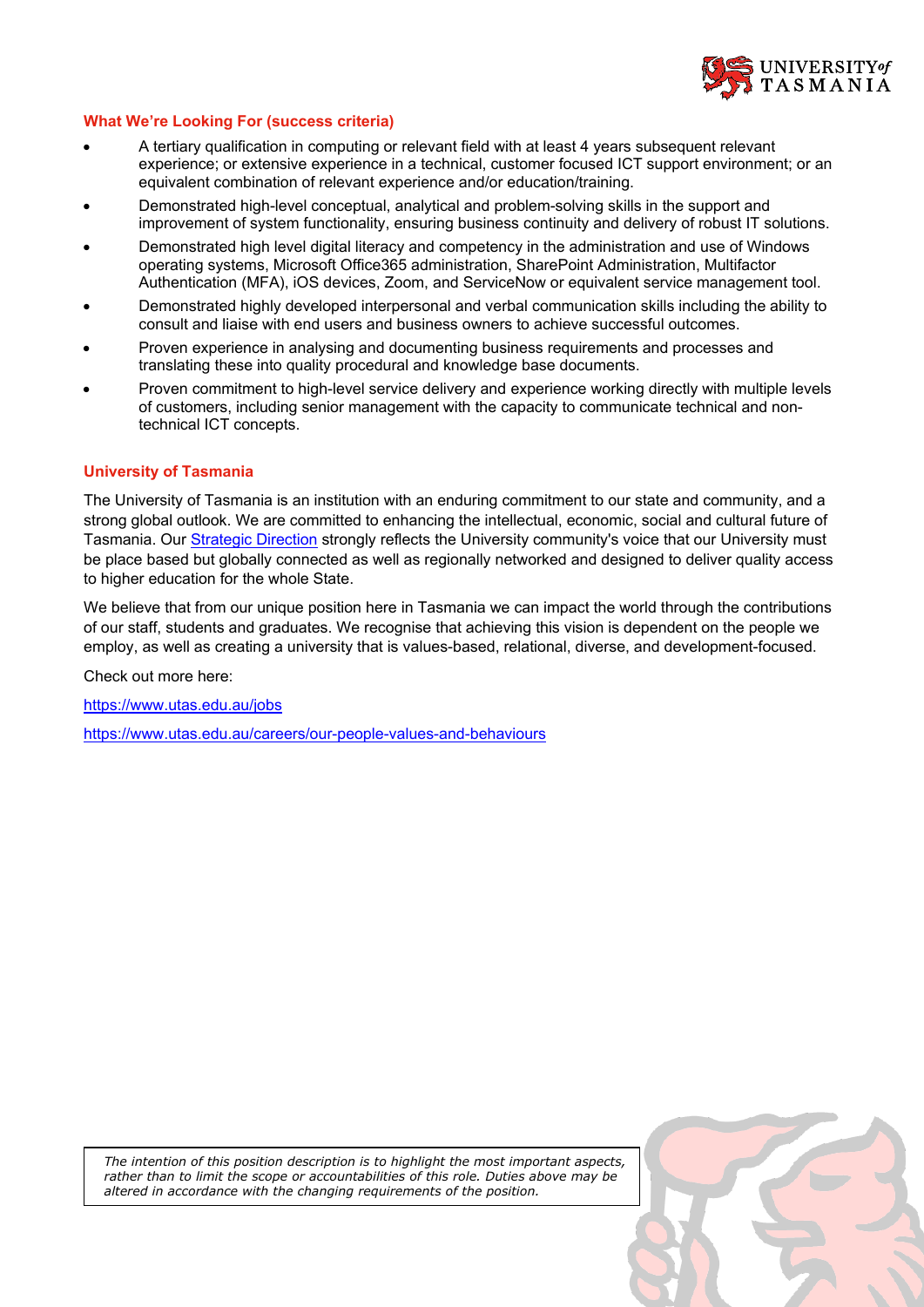## What We're Looking For (success criteria)

- A tertiary qualification in computing or relevant field with at least 4 years subsequent relevant experience; or extensive experience in a technical, customer focused ICT support environment; or an equivalent combination of relevant experience and/or education/training.
- Demonstrated high-level conceptual, analytical and problem-solving skills in the support and improvement of system functionality, ensuring business continuity and delivery of robust IT solutions.
- Demonstrated high level digital literacy and competency in the administration and use of Windows operating systems, Microsoft Office365 administration, SharePoint Administration, Multifactor Authentication (MFA), iOS devices, Zoom, and ServiceNow or equivalent service management tool.
- Demonstrated highly developed interpersonal and verbal communication skills including the ability to consult and liaise with end users and business owners to achieve successful outcomes.
- Proven experience in analysing and documenting business requirements and processes and translating these into quality procedural and knowledge base documents.
- Proven commitment to high-level service delivery and experience working directly with multiple levels of customers, including senior management with the capacity to communicate technical and non-technical ICT concepts.

## University of Tasmania

The University of Tasmania is an institution with an enduring commitment to our state and community, and a strong global outlook. We are committed to enhancing the intellectual, economic, social and cultural future of Tasmania. Our [Strategic Direction] strongly reflects the University community's voice that our University must be place based but globally connected as well as regionally networked and designed to deliver quality access to higher education for the whole State.

We believe that from our unique position here in Tasmania we can impact the world through the contributions of our staff, students and graduates. We recognise that achieving this vision is dependent on the people we employ, as well as creating a university that is values-based, relational, diverse, and development-focused.

Check out more here:

https://www.utas.edu.au/jobs

https://www.utas.edu.au/careers/our-people-values-and-behaviours

*The intention of this position description is to highlight the most important aspects, rather than to limit the scope or accountabilities of this role. Duties above may be altered in accordance with the changing requirements of the position.*